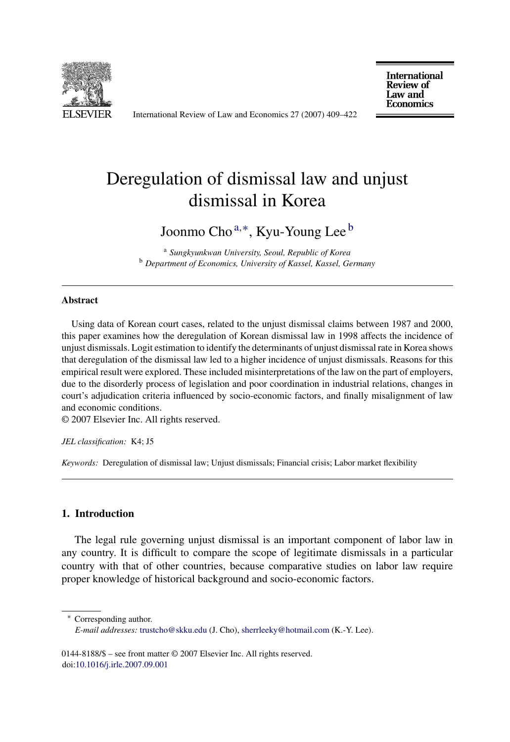# Deregulation of dismissal law and unjust dismissal in Korea

Joonmo Cho[a,*], Kyu-Young Lee[b]

[a] *Sungkyunkwan University, Seoul, Republic of Korea*
[b] *Department of Economics, University of Kassel, Kassel, Germany*

---

## Abstract

Using data of Korean court cases, related to the unjust dismissal claims between 1987 and 2000, this paper examines how the deregulation of Korean dismissal law in 1998 affects the incidence of unjust dismissals. Logit estimation to identify the determinants of unjust dismissal rate in Korea shows that deregulation of the dismissal law led to a higher incidence of unjust dismissals. Reasons for this empirical result were explored. These included misinterpretations of the law on the part of employers, due to the disorderly process of legislation and poor coordination in industrial relations, changes in court's adjudication criteria influenced by socio-economic factors, and finally misalignment of law and economic conditions.
© 2007 Elsevier Inc. All rights reserved.

*JEL classification:* K4; J5

*Keywords:* Deregulation of dismissal law; Unjust dismissals; Financial crisis; Labor market flexibility

---

## 1. Introduction

The legal rule governing unjust dismissal is an important component of labor law in any country. It is difficult to compare the scope of legitimate dismissals in a particular country with that of other countries, because comparative studies on labor law require proper knowledge of historical background and socio-economic factors.

---

* Corresponding author.
*E-mail addresses:* trustcho@skku.edu (J. Cho), sherrleeky@hotmail.com (K.-Y. Lee).

0144-8188/$ – see front matter © 2007 Elsevier Inc. All rights reserved.
doi:10.1016/j.irle.2007.09.001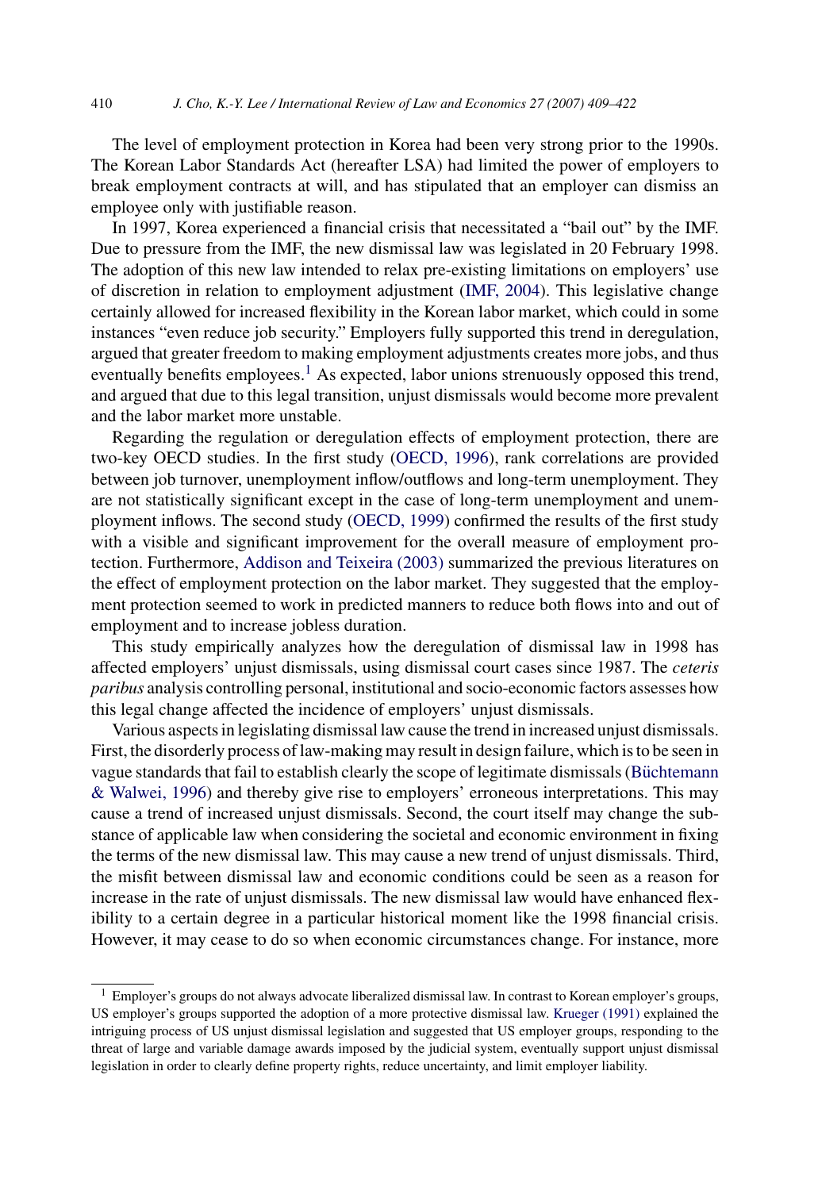The level of employment protection in Korea had been very strong prior to the 1990s. The Korean Labor Standards Act (hereafter LSA) had limited the power of employers to break employment contracts at will, and has stipulated that an employer can dismiss an employee only with justifiable reason.

In 1997, Korea experienced a financial crisis that necessitated a "bail out" by the IMF. Due to pressure from the IMF, the new dismissal law was legislated in 20 February 1998. The adoption of this new law intended to relax pre-existing limitations on employers' use of discretion in relation to employment adjustment (IMF, 2004). This legislative change certainly allowed for increased flexibility in the Korean labor market, which could in some instances "even reduce job security." Employers fully supported this trend in deregulation, argued that greater freedom to making employment adjustments creates more jobs, and thus eventually benefits employees.[1] As expected, labor unions strenuously opposed this trend, and argued that due to this legal transition, unjust dismissals would become more prevalent and the labor market more unstable.

Regarding the regulation or deregulation effects of employment protection, there are two-key OECD studies. In the first study (OECD, 1996), rank correlations are provided between job turnover, unemployment inflow/outflows and long-term unemployment. They are not statistically significant except in the case of long-term unemployment and unemployment inflows. The second study (OECD, 1999) confirmed the results of the first study with a visible and significant improvement for the overall measure of employment protection. Furthermore, Addison and Teixeira (2003) summarized the previous literatures on the effect of employment protection on the labor market. They suggested that the employment protection seemed to work in predicted manners to reduce both flows into and out of employment and to increase jobless duration.

This study empirically analyzes how the deregulation of dismissal law in 1998 has affected employers' unjust dismissals, using dismissal court cases since 1987. The *ceteris paribus* analysis controlling personal, institutional and socio-economic factors assesses how this legal change affected the incidence of employers' unjust dismissals.

Various aspects in legislating dismissal law cause the trend in increased unjust dismissals. First, the disorderly process of law-making may result in design failure, which is to be seen in vague standards that fail to establish clearly the scope of legitimate dismissals (Büchtemann & Walwei, 1996) and thereby give rise to employers' erroneous interpretations. This may cause a trend of increased unjust dismissals. Second, the court itself may change the substance of applicable law when considering the societal and economic environment in fixing the terms of the new dismissal law. This may cause a new trend of unjust dismissals. Third, the misfit between dismissal law and economic conditions could be seen as a reason for increase in the rate of unjust dismissals. The new dismissal law would have enhanced flexibility to a certain degree in a particular historical moment like the 1998 financial crisis. However, it may cease to do so when economic circumstances change. For instance, more

[1] Employer's groups do not always advocate liberalized dismissal law. In contrast to Korean employer's groups, US employer's groups supported the adoption of a more protective dismissal law. Krueger (1991) explained the intriguing process of US unjust dismissal legislation and suggested that US employer groups, responding to the threat of large and variable damage awards imposed by the judicial system, eventually support unjust dismissal legislation in order to clearly define property rights, reduce uncertainty, and limit employer liability.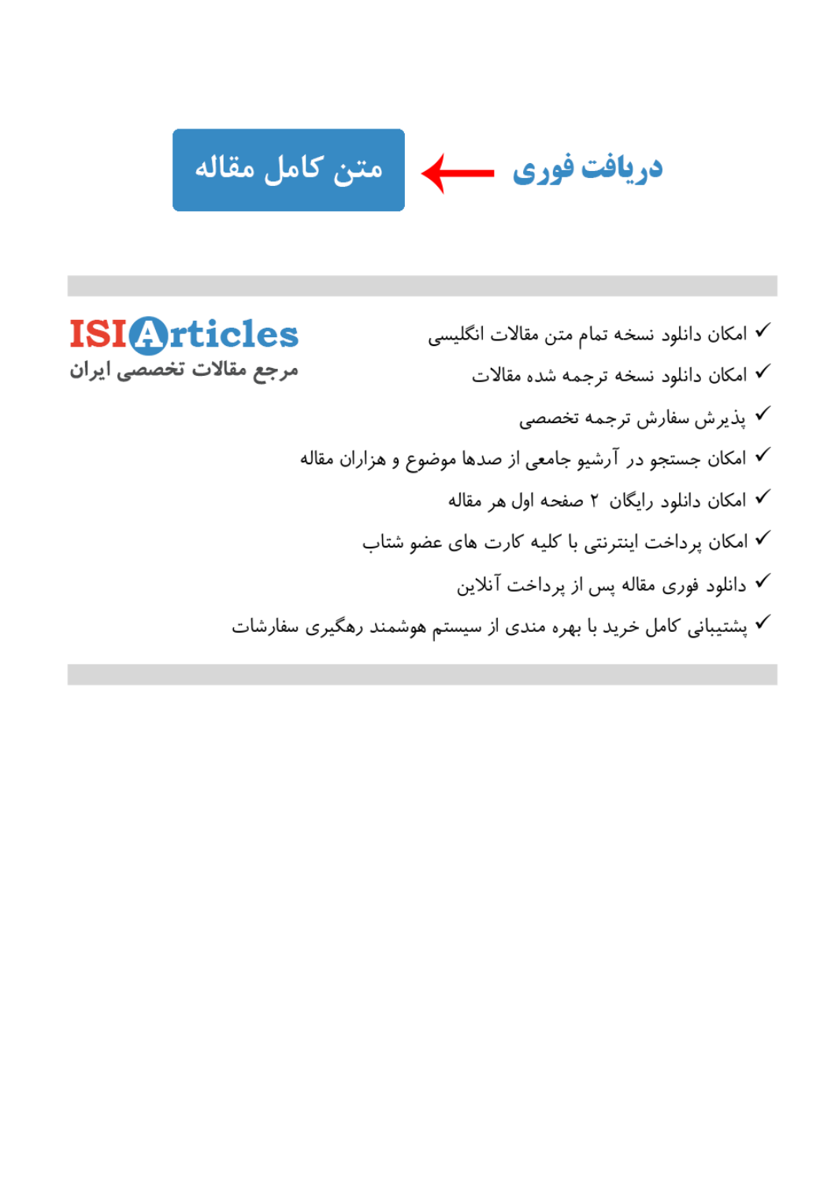**دریافت فوری** ← **متن کامل مقاله**

---

**ISIArticles**
مرجع مقالات تخصصی ایران

- ✓ امکان دانلود نسخه تمام متن مقالات انگلیسی
- ✓ امکان دانلود نسخه ترجمه شده مقالات
- ✓ پذیرش سفارش ترجمه تخصصی
- ✓ امکان جستجو در آرشیو جامعی از صدها موضوع و هزاران مقاله
- ✓ امکان دانلود رایگان ۲ صفحه اول هر مقاله
- ✓ امکان پرداخت اینترنتی با کلیه کارت های عضو شتاب
- ✓ دانلود فوری مقاله پس از پرداخت آنلاین
- ✓ پشتیبانی کامل خرید با بهره مندی از سیستم هوشمند رهگیری سفارشات

---